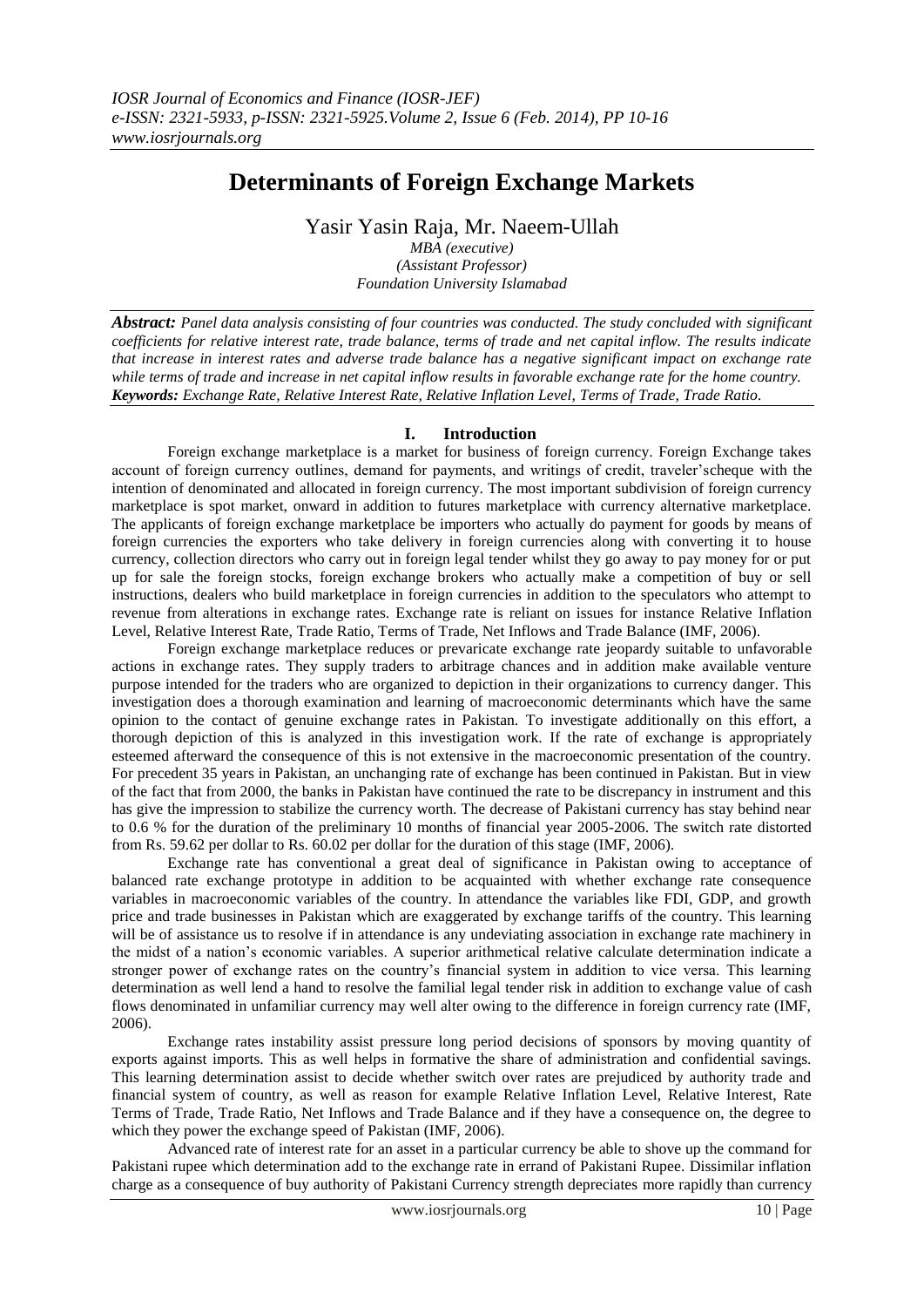# Determinants of Foreign Exchange Markets

Yasir Yasin Raja, Mr. Naeem-Ullah

*MBA (executive)*
*(Assistant Professor)*
*Foundation University Islamabad*

***Abstract:*** *Panel data analysis consisting of four countries was conducted. The study concluded with significant coefficients for relative interest rate, trade balance, terms of trade and net capital inflow. The results indicate that increase in interest rates and adverse trade balance has a negative significant impact on exchange rate while terms of trade and increase in net capital inflow results in favorable exchange rate for the home country.*
***Keywords:*** *Exchange Rate, Relative Interest Rate, Relative Inflation Level, Terms of Trade, Trade Ratio.*

## I. Introduction

Foreign exchange marketplace is a market for business of foreign currency. Foreign Exchange takes account of foreign currency outlines, demand for payments, and writings of credit, traveler'scheque with the intention of denominated and allocated in foreign currency. The most important subdivision of foreign currency marketplace is spot market, onward in addition to futures marketplace with currency alternative marketplace. The applicants of foreign exchange marketplace be importers who actually do payment for goods by means of foreign currencies the exporters who take delivery in foreign currencies along with converting it to house currency, collection directors who carry out in foreign legal tender whilst they go away to pay money for or put up for sale the foreign stocks, foreign exchange brokers who actually make a competition of buy or sell instructions, dealers who build marketplace in foreign currencies in addition to the speculators who attempt to revenue from alterations in exchange rates. Exchange rate is reliant on issues for instance Relative Inflation Level, Relative Interest Rate, Trade Ratio, Terms of Trade, Net Inflows and Trade Balance (IMF, 2006).

Foreign exchange marketplace reduces or prevaricate exchange rate jeopardy suitable to unfavorable actions in exchange rates. They supply traders to arbitrage chances and in addition make available venture purpose intended for the traders who are organized to depiction in their organizations to currency danger. This investigation does a thorough examination and learning of macroeconomic determinants which have the same opinion to the contact of genuine exchange rates in Pakistan. To investigate additionally on this effort, a thorough depiction of this is analyzed in this investigation work. If the rate of exchange is appropriately esteemed afterward the consequence of this is not extensive in the macroeconomic presentation of the country. For precedent 35 years in Pakistan, an unchanging rate of exchange has been continued in Pakistan. But in view of the fact that from 2000, the banks in Pakistan have continued the rate to be discrepancy in instrument and this has give the impression to stabilize the currency worth. The decrease of Pakistani currency has stay behind near to 0.6 % for the duration of the preliminary 10 months of financial year 2005-2006. The switch rate distorted from Rs. 59.62 per dollar to Rs. 60.02 per dollar for the duration of this stage (IMF, 2006).

Exchange rate has conventional a great deal of significance in Pakistan owing to acceptance of balanced rate exchange prototype in addition to be acquainted with whether exchange rate consequence variables in macroeconomic variables of the country. In attendance the variables like FDI, GDP, and growth price and trade businesses in Pakistan which are exaggerated by exchange tariffs of the country. This learning will be of assistance us to resolve if in attendance is any undeviating association in exchange rate machinery in the midst of a nation's economic variables. A superior arithmetical relative calculate determination indicate a stronger power of exchange rates on the country's financial system in addition to vice versa. This learning determination as well lend a hand to resolve the familial legal tender risk in addition to exchange value of cash flows denominated in unfamiliar currency may well alter owing to the difference in foreign currency rate (IMF, 2006).

Exchange rates instability assist pressure long period decisions of sponsors by moving quantity of exports against imports. This as well helps in formative the share of administration and confidential savings. This learning determination assist to decide whether switch over rates are prejudiced by authority trade and financial system of country, as well as reason for example Relative Inflation Level, Relative Interest, Rate Terms of Trade, Trade Ratio, Net Inflows and Trade Balance and if they have a consequence on, the degree to which they power the exchange speed of Pakistan (IMF, 2006).

Advanced rate of interest rate for an asset in a particular currency be able to shove up the command for Pakistani rupee which determination add to the exchange rate in errand of Pakistani Rupee. Dissimilar inflation charge as a consequence of buy authority of Pakistani Currency strength depreciates more rapidly than currency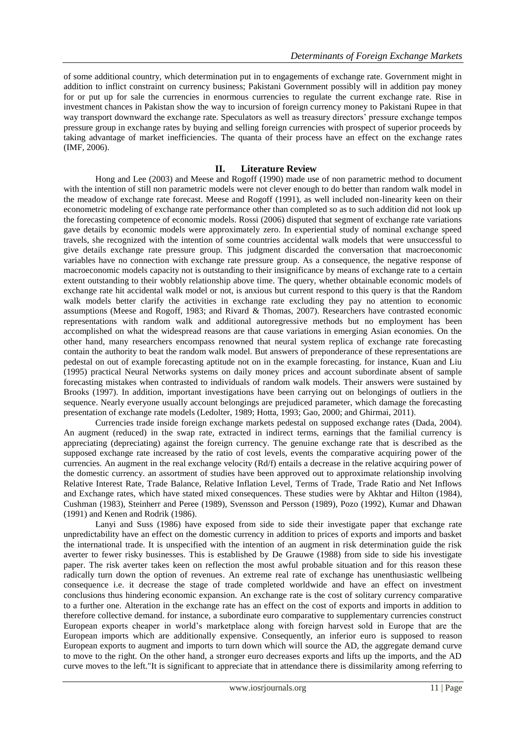of some additional country, which determination put in to engagements of exchange rate. Government might in addition to inflict constraint on currency business; Pakistani Government possibly will in addition pay money for or put up for sale the currencies in enormous currencies to regulate the current exchange rate. Rise in investment chances in Pakistan show the way to incursion of foreign currency money to Pakistani Rupee in that way transport downward the exchange rate. Speculators as well as treasury directors' pressure exchange tempos pressure group in exchange rates by buying and selling foreign currencies with prospect of superior proceeds by taking advantage of market inefficiencies. The quanta of their process have an effect on the exchange rates (IMF, 2006).

## II. Literature Review

Hong and Lee (2003) and Meese and Rogoff (1990) made use of non parametric method to document with the intention of still non parametric models were not clever enough to do better than random walk model in the meadow of exchange rate forecast. Meese and Rogoff (1991), as well included non-linearity keen on their econometric modeling of exchange rate performance other than completed so as to such addition did not look up the forecasting competence of economic models. Rossi (2006) disputed that segment of exchange rate variations gave details by economic models were approximately zero. In experiential study of nominal exchange speed travels, she recognized with the intention of some countries accidental walk models that were unsuccessful to give details exchange rate pressure group. This judgment discarded the conversation that macroeconomic variables have no connection with exchange rate pressure group. As a consequence, the negative response of macroeconomic models capacity not is outstanding to their insignificance by means of exchange rate to a certain extent outstanding to their wobbly relationship above time. The query, whether obtainable economic models of exchange rate hit accidental walk model or not, is anxious but current respond to this query is that the Random walk models better clarify the activities in exchange rate excluding they pay no attention to economic assumptions (Meese and Rogoff, 1983; and Rivard & Thomas, 2007). Researchers have contrasted economic representations with random walk and additional autoregressive methods but no employment has been accomplished on what the widespread reasons are that cause variations in emerging Asian economies. On the other hand, many researchers encompass renowned that neural system replica of exchange rate forecasting contain the authority to beat the random walk model. But answers of preponderance of these representations are pedestal on out of example forecasting aptitude not on in the example forecasting. for instance, Kuan and Liu (1995) practical Neural Networks systems on daily money prices and account subordinate absent of sample forecasting mistakes when contrasted to individuals of random walk models. Their answers were sustained by Brooks (1997). In addition, important investigations have been carrying out on belongings of outliers in the sequence. Nearly everyone usually account belongings are prejudiced parameter, which damage the forecasting presentation of exchange rate models (Ledolter, 1989; Hotta, 1993; Gao, 2000; and Ghirmai, 2011).

Currencies trade inside foreign exchange markets pedestal on supposed exchange rates (Dada, 2004). An augment (reduced) in the swap rate, extracted in indirect terms, earnings that the familial currency is appreciating (depreciating) against the foreign currency. The genuine exchange rate that is described as the supposed exchange rate increased by the ratio of cost levels, events the comparative acquiring power of the currencies. An augment in the real exchange velocity (Rd/f) entails a decrease in the relative acquiring power of the domestic currency. an assortment of studies have been approved out to approximate relationship involving Relative Interest Rate, Trade Balance, Relative Inflation Level, Terms of Trade, Trade Ratio and Net Inflows and Exchange rates, which have stated mixed consequences. These studies were by Akhtar and Hilton (1984), Cushman (1983), Steinherr and Peree (1989), Svensson and Persson (1989), Pozo (1992), Kumar and Dhawan (1991) and Kenen and Rodrik (1986).

Lanyi and Suss (1986) have exposed from side to side their investigate paper that exchange rate unpredictability have an effect on the domestic currency in addition to prices of exports and imports and basket the international trade. It is unspecified with the intention of an augment in risk determination guide the risk averter to fewer risky businesses. This is established by De Grauwe (1988) from side to side his investigate paper. The risk averter takes keen on reflection the most awful probable situation and for this reason these radically turn down the option of revenues. An extreme real rate of exchange has unenthusiastic wellbeing consequence i.e. it decrease the stage of trade completed worldwide and have an effect on investment conclusions thus hindering economic expansion. An exchange rate is the cost of solitary currency comparative to a further one. Alteration in the exchange rate has an effect on the cost of exports and imports in addition to therefore collective demand. for instance, a subordinate euro comparative to supplementary currencies construct European exports cheaper in world's marketplace along with foreign harvest sold in Europe that are the European imports which are additionally expensive. Consequently, an inferior euro is supposed to reason European exports to augment and imports to turn down which will source the AD, the aggregate demand curve to move to the right. On the other hand, a stronger euro decreases exports and lifts up the imports, and the AD curve moves to the left."It is significant to appreciate that in attendance there is dissimilarity among referring to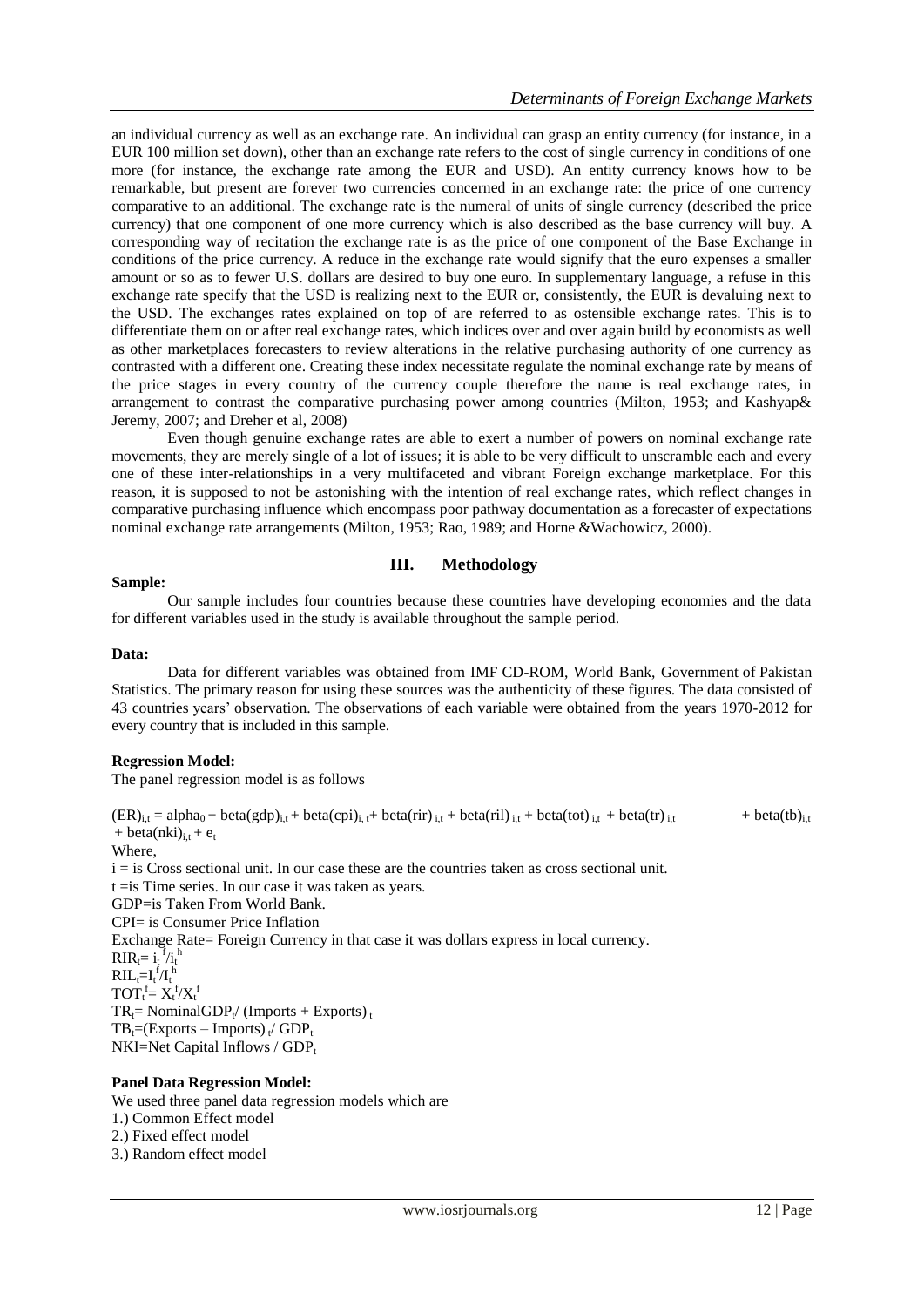an individual currency as well as an exchange rate. An individual can grasp an entity currency (for instance, in a EUR 100 million set down), other than an exchange rate refers to the cost of single currency in conditions of one more (for instance, the exchange rate among the EUR and USD). An entity currency knows how to be remarkable, but present are forever two currencies concerned in an exchange rate: the price of one currency comparative to an additional. The exchange rate is the numeral of units of single currency (described the price currency) that one component of one more currency which is also described as the base currency will buy. A corresponding way of recitation the exchange rate is as the price of one component of the Base Exchange in conditions of the price currency. A reduce in the exchange rate would signify that the euro expenses a smaller amount or so as to fewer U.S. dollars are desired to buy one euro. In supplementary language, a refuse in this exchange rate specify that the USD is realizing next to the EUR or, consistently, the EUR is devaluing next to the USD. The exchanges rates explained on top of are referred to as ostensible exchange rates. This is to differentiate them on or after real exchange rates, which indices over and over again build by economists as well as other marketplaces forecasters to review alterations in the relative purchasing authority of one currency as contrasted with a different one. Creating these index necessitate regulate the nominal exchange rate by means of the price stages in every country of the currency couple therefore the name is real exchange rates, in arrangement to contrast the comparative purchasing power among countries (Milton, 1953; and Kashyap& Jeremy, 2007; and Dreher et al, 2008)

Even though genuine exchange rates are able to exert a number of powers on nominal exchange rate movements, they are merely single of a lot of issues; it is able to be very difficult to unscramble each and every one of these inter-relationships in a very multifaceted and vibrant Foreign exchange marketplace. For this reason, it is supposed to not be astonishing with the intention of real exchange rates, which reflect changes in comparative purchasing influence which encompass poor pathway documentation as a forecaster of expectations nominal exchange rate arrangements (Milton, 1953; Rao, 1989; and Horne &Wachowicz, 2000).

## III. Methodology

**Sample:**

Our sample includes four countries because these countries have developing economies and the data for different variables used in the study is available throughout the sample period.

**Data:**

Data for different variables was obtained from IMF CD-ROM, World Bank, Government of Pakistan Statistics. The primary reason for using these sources was the authenticity of these figures. The data consisted of 43 countries years' observation. The observations of each variable were obtained from the years 1970-2012 for every country that is included in this sample.

**Regression Model:**

The panel regression model is as follows

$$(ER)_{i,t} = alpha_0 + beta(gdp)_{i,t} + beta(cpi)_{i,t} + beta(rir)_{i,t} + beta(ril)_{i,t} + beta(tot)_{i,t} + beta(tr)_{i,t} + beta(tb)_{i,t} + beta(nki)_{i,t} + e_t$$

Where,

i = is Cross sectional unit. In our case these are the countries taken as cross sectional unit.

t =is Time series. In our case it was taken as years.

GDP=is Taken From World Bank.

CPI= is Consumer Price Inflation

Exchange Rate= Foreign Currency in that case it was dollars express in local currency.

$RIR_t = i_t^f / i_t^h$

$RIL_t = I_t^f / I_t^h$

$TOT_t^f = X_t^f / X_t^f$

$TR_t = NominalGDP_t / (Imports + Exports)_t$

$TB_t = (Exports - Imports)_t / GDP_t$

NKI=Net Capital Inflows / $GDP_t$

**Panel Data Regression Model:**

We used three panel data regression models which are

1.) Common Effect model

2.) Fixed effect model

3.) Random effect model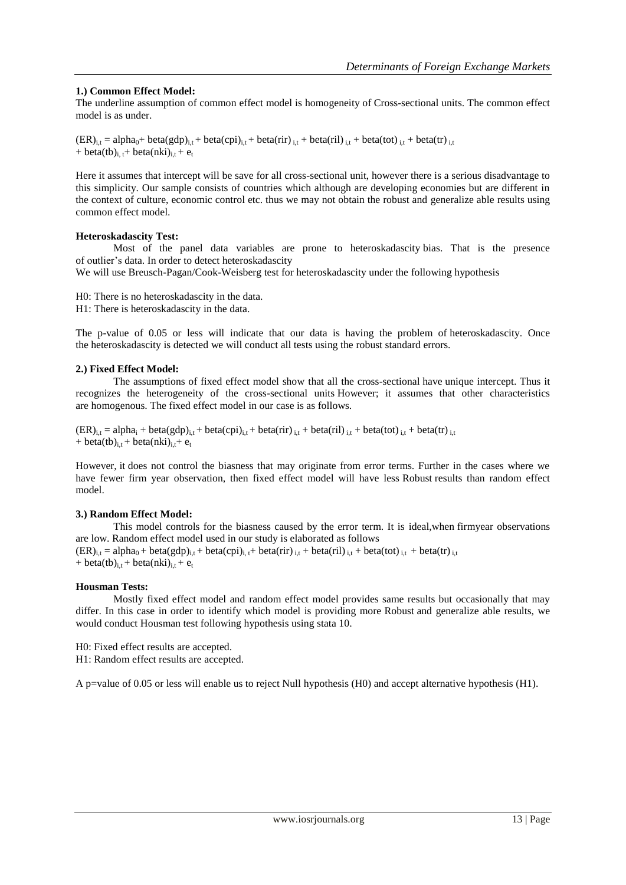**1.) Common Effect Model:**

The underline assumption of common effect model is homogeneity of Cross-sectional units. The common effect model is as under.

$$(ER)_{i,t} = alpha_0 + beta(gdp)_{i,t} + beta(cpi)_{i,t} + beta(rir)_{i,t} + beta(ril)_{i,t} + beta(tot)_{i,t} + beta(tr)_{i,t} + beta(tb)_{i,t} + beta(nki)_{i,t} + e_t$$

Here it assumes that intercept will be save for all cross-sectional unit, however there is a serious disadvantage to this simplicity. Our sample consists of countries which although are developing economies but are different in the context of culture, economic control etc. thus we may not obtain the robust and generalize able results using common effect model.

**Heteroskadascity Test:**

Most of the panel data variables are prone to heteroskadascity bias. That is the presence of outlier's data. In order to detect heteroskadascity

We will use Breusch-Pagan/Cook-Weisberg test for heteroskadascity under the following hypothesis

H0: There is no heteroskadascity in the data.

H1: There is heteroskadascity in the data.

The p-value of 0.05 or less will indicate that our data is having the problem of heteroskadascity. Once the heteroskadascity is detected we will conduct all tests using the robust standard errors.

**2.) Fixed Effect Model:**

The assumptions of fixed effect model show that all the cross-sectional have unique intercept. Thus it recognizes the heterogeneity of the cross-sectional units However; it assumes that other characteristics are homogenous. The fixed effect model in our case is as follows.

$$(ER)_{i,t} = alpha_i + beta(gdp)_{i,t} + beta(cpi)_{i,t} + beta(rir)_{i,t} + beta(ril)_{i,t} + beta(tot)_{i,t} + beta(tr)_{i,t} + beta(tb)_{i,t} + beta(nki)_{i,t} + e_t$$

However, it does not control the biasness that may originate from error terms. Further in the cases where we have fewer firm year observation, then fixed effect model will have less Robust results than random effect model.

**3.) Random Effect Model:**

This model controls for the biasness caused by the error term. It is ideal,when firmyear observations are low. Random effect model used in our study is elaborated as follows

$$(ER)_{i,t} = alpha_0 + beta(gdp)_{i,t} + beta(cpi)_{i,t} + beta(rir)_{i,t} + beta(ril)_{i,t} + beta(tot)_{i,t} + beta(tr)_{i,t} + beta(tb)_{i,t} + beta(nki)_{i,t} + e_t$$

**Housman Tests:**

Mostly fixed effect model and random effect model provides same results but occasionally that may differ. In this case in order to identify which model is providing more Robust and generalize able results, we would conduct Housman test following hypothesis using stata 10.

H0: Fixed effect results are accepted.

H1: Random effect results are accepted.

A p=value of 0.05 or less will enable us to reject Null hypothesis (H0) and accept alternative hypothesis (H1).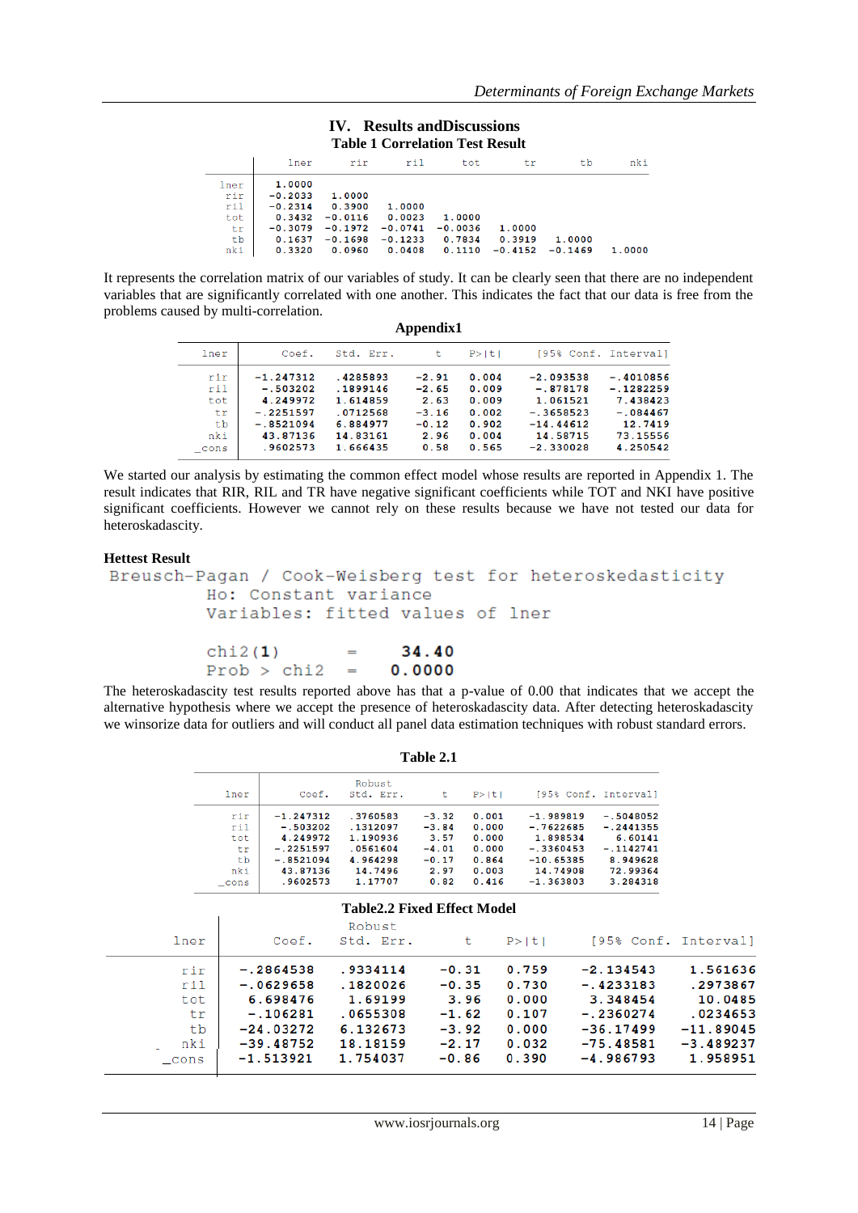## IV. Results andDiscussions

**Table 1 Correlation Test Result**

| | lner | rir | ril | tot | tr | tb | nki |
|---|---|---|---|---|---|---|---|
| lner | 1.0000 | | | | | | |
| rir | -0.2033 | 1.0000 | | | | | |
| ril | -0.2314 | 0.3900 | 1.0000 | | | | |
| tot | 0.3432 | -0.0116 | 0.0023 | 1.0000 | | | |
| tr | -0.3079 | -0.1972 | -0.0741 | -0.0036 | 1.0000 | | |
| tb | 0.1637 | -0.1698 | -0.1233 | 0.7834 | 0.3919 | 1.0000 | |
| nki | 0.3320 | 0.0960 | 0.0408 | 0.1110 | -0.4152 | -0.1469 | 1.0000 |

It represents the correlation matrix of our variables of study. It can be clearly seen that there are no independent variables that are significantly correlated with one another. This indicates the fact that our data is free from the problems caused by multi-correlation.

**Appendix1**

| lner | Coef. | Std. Err. | t | P>\|t\| | [95% Conf. | Interval] |
|---|---|---|---|---|---|---|
| rir | -1.247312 | .4285893 | -2.91 | 0.004 | -2.093538 | -.4010856 |
| ril | -.503202 | .1899146 | -2.65 | 0.009 | -.878178 | -.1282259 |
| tot | 4.249972 | 1.614859 | 2.63 | 0.009 | 1.061521 | 7.438423 |
| tr | -.2251597 | .0712568 | -3.16 | 0.002 | -.3658523 | -.084467 |
| tb | -.8521094 | 6.884977 | -0.12 | 0.902 | -14.44612 | 12.7419 |
| nki | 43.87136 | 14.83161 | 2.96 | 0.004 | 14.58715 | 73.15556 |
| _cons | .9602573 | 1.666435 | 0.58 | 0.565 | -2.330028 | 4.250542 |

We started our analysis by estimating the common effect model whose results are reported in Appendix 1. The result indicates that RIR, RIL and TR have negative significant coefficients while TOT and NKI have positive significant coefficients. However we cannot rely on these results because we have not tested our data for heteroskadascity.

**Hettest Result**

```
Breusch-Pagan / Cook-Weisberg test for heteroskedasticity
         Ho: Constant variance
         Variables: fitted values of lner

         chi2(1)      =    34.40
         Prob > chi2  =   0.0000
```

The heteroskadascity test results reported above has that a p-value of 0.00 that indicates that we accept the alternative hypothesis where we accept the presence of heteroskadascity data. After detecting heteroskadascity we winsorize data for outliers and will conduct all panel data estimation techniques with robust standard errors.

**Table 2.1**

| lner | Coef. | Robust Std. Err. | t | P>\|t\| | [95% Conf. | Interval] |
|---|---|---|---|---|---|---|
| rir | -1.247312 | .3760583 | -3.32 | 0.001 | -1.989819 | -.5048052 |
| ril | -.503202 | .1312097 | -3.84 | 0.000 | -.7622685 | -.2441355 |
| tot | 4.249972 | 1.190936 | 3.57 | 0.000 | 1.898534 | 6.60141 |
| tr | -.2251597 | .0561604 | -4.01 | 0.000 | -.3360453 | -.1142741 |
| tb | -.8521094 | 4.964298 | -0.17 | 0.864 | -10.65385 | 8.949628 |
| nki | 43.87136 | 14.7496 | 2.97 | 0.003 | 14.74908 | 72.99364 |
| _cons | .9602573 | 1.17707 | 0.82 | 0.416 | -1.363803 | 3.284318 |

**Table2.2 Fixed Effect Model**

| lner | Coef. | Robust Std. Err. | t | P>\|t\| | [95% Conf. | Interval] |
|---|---|---|---|---|---|---|
| rir | -.2864538 | .9334114 | -0.31 | 0.759 | -2.134543 | 1.561636 |
| ril | -.0629658 | .1820026 | -0.35 | 0.730 | -.4233183 | .2973867 |
| tot | 6.698476 | 1.69199 | 3.96 | 0.000 | 3.348454 | 10.0485 |
| tr | -.106281 | .0655308 | -1.62 | 0.107 | -.2360274 | .0234653 |
| tb | -24.03272 | 6.132673 | -3.92 | 0.000 | -36.17499 | -11.89045 |
| nki | -39.48752 | 18.18159 | -2.17 | 0.032 | -75.48581 | -3.489237 |
| _cons | -1.513921 | 1.754037 | -0.86 | 0.390 | -4.986793 | 1.958951 |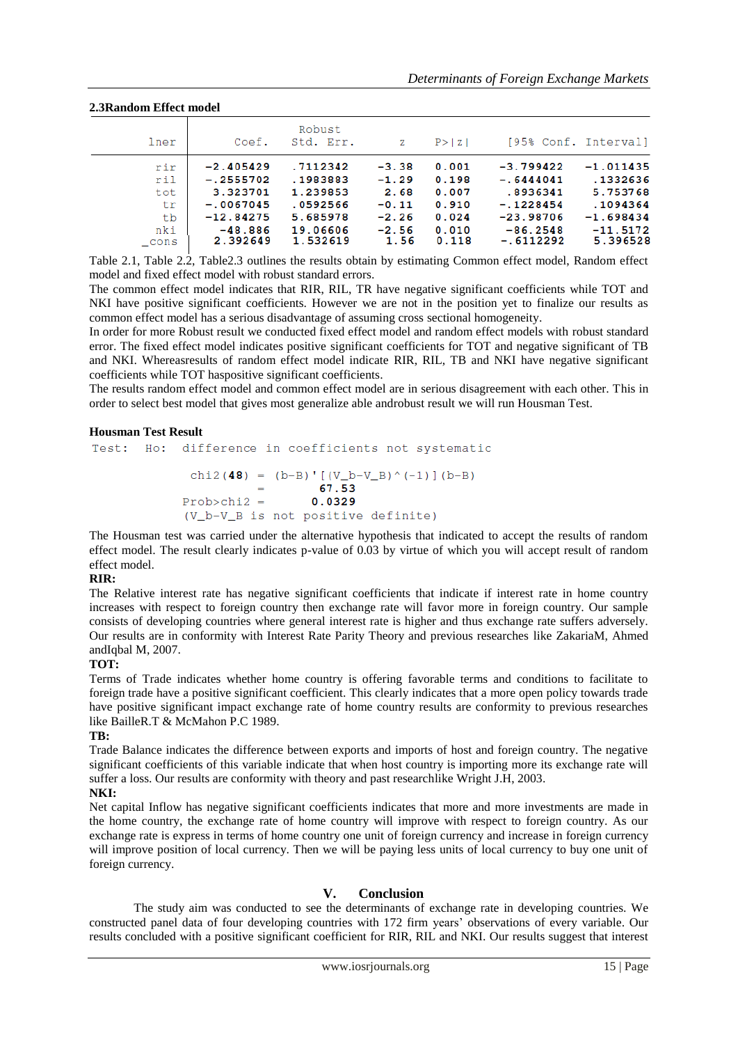### 2.3Random Effect model

| lner | Coef. | Robust Std. Err. | z | P>\|z\| | [95% Conf. | Interval] |
|---|---|---|---|---|---|---|
| rir | -2.405429 | .7112342 | -3.38 | 0.001 | -3.799422 | -1.011435 |
| ril | -.2555702 | .1983883 | -1.29 | 0.198 | -.6444041 | .1332636 |
| tot | 3.323701 | 1.239853 | 2.68 | 0.007 | .8936341 | 5.753768 |
| tr | -.0067045 | .0592566 | -0.11 | 0.910 | -.1228454 | .1094364 |
| tb | -12.84275 | 5.685978 | -2.26 | 0.024 | -23.98706 | -1.698434 |
| nki | -48.886 | 19.06606 | -2.56 | 0.010 | -86.2548 | -11.5172 |
| _cons | 2.392649 | 1.532619 | 1.56 | 0.118 | -.6112292 | 5.396528 |

Table 2.1, Table 2.2, Table2.3 outlines the results obtain by estimating Common effect model, Random effect model and fixed effect model with robust standard errors.

The common effect model indicates that RIR, RIL, TR have negative significant coefficients while TOT and NKI have positive significant coefficients. However we are not in the position yet to finalize our results as common effect model has a serious disadvantage of assuming cross sectional homogeneity.

In order for more Robust result we conducted fixed effect model and random effect models with robust standard error. The fixed effect model indicates positive significant coefficients for TOT and negative significant of TB and NKI. Whereasresults of random effect model indicate RIR, RIL, TB and NKI have negative significant coefficients while TOT haspositive significant coefficients.

The results random effect model and common effect model are in serious disagreement with each other. This in order to select best model that gives most generalize able androbust result we will run Housman Test.

#### Housman Test Result

```
Test:  Ho:  difference in coefficients not systematic

              chi2(48) = (b-B)'[(V_b-V_B)^(-1)](b-B)
                       =        67.53
            Prob>chi2 =        0.0329
            (V_b-V_B is not positive definite)
```

The Housman test was carried under the alternative hypothesis that indicated to accept the results of random effect model. The result clearly indicates p-value of 0.03 by virtue of which you will accept result of random effect model.

**RIR:**

The Relative interest rate has negative significant coefficients that indicate if interest rate in home country increases with respect to foreign country then exchange rate will favor more in foreign country. Our sample consists of developing countries where general interest rate is higher and thus exchange rate suffers adversely. Our results are in conformity with Interest Rate Parity Theory and previous researches like ZakariaM, Ahmed andIqbal M, 2007.

**TOT:**

Terms of Trade indicates whether home country is offering favorable terms and conditions to facilitate to foreign trade have a positive significant coefficient. This clearly indicates that a more open policy towards trade have positive significant impact exchange rate of home country results are conformity to previous researches like BailleR.T & McMahon P.C 1989.

**TB:**

Trade Balance indicates the difference between exports and imports of host and foreign country. The negative significant coefficients of this variable indicate that when host country is importing more its exchange rate will suffer a loss. Our results are conformity with theory and past researchlike Wright J.H, 2003.

**NKI:**

Net capital Inflow has negative significant coefficients indicates that more and more investments are made in the home country, the exchange rate of home country will improve with respect to foreign country. As our exchange rate is express in terms of home country one unit of foreign currency and increase in foreign currency will improve position of local currency. Then we will be paying less units of local currency to buy one unit of foreign currency.

## V. Conclusion

The study aim was conducted to see the determinants of exchange rate in developing countries. We constructed panel data of four developing countries with 172 firm years' observations of every variable. Our results concluded with a positive significant coefficient for RIR, RIL and NKI. Our results suggest that interest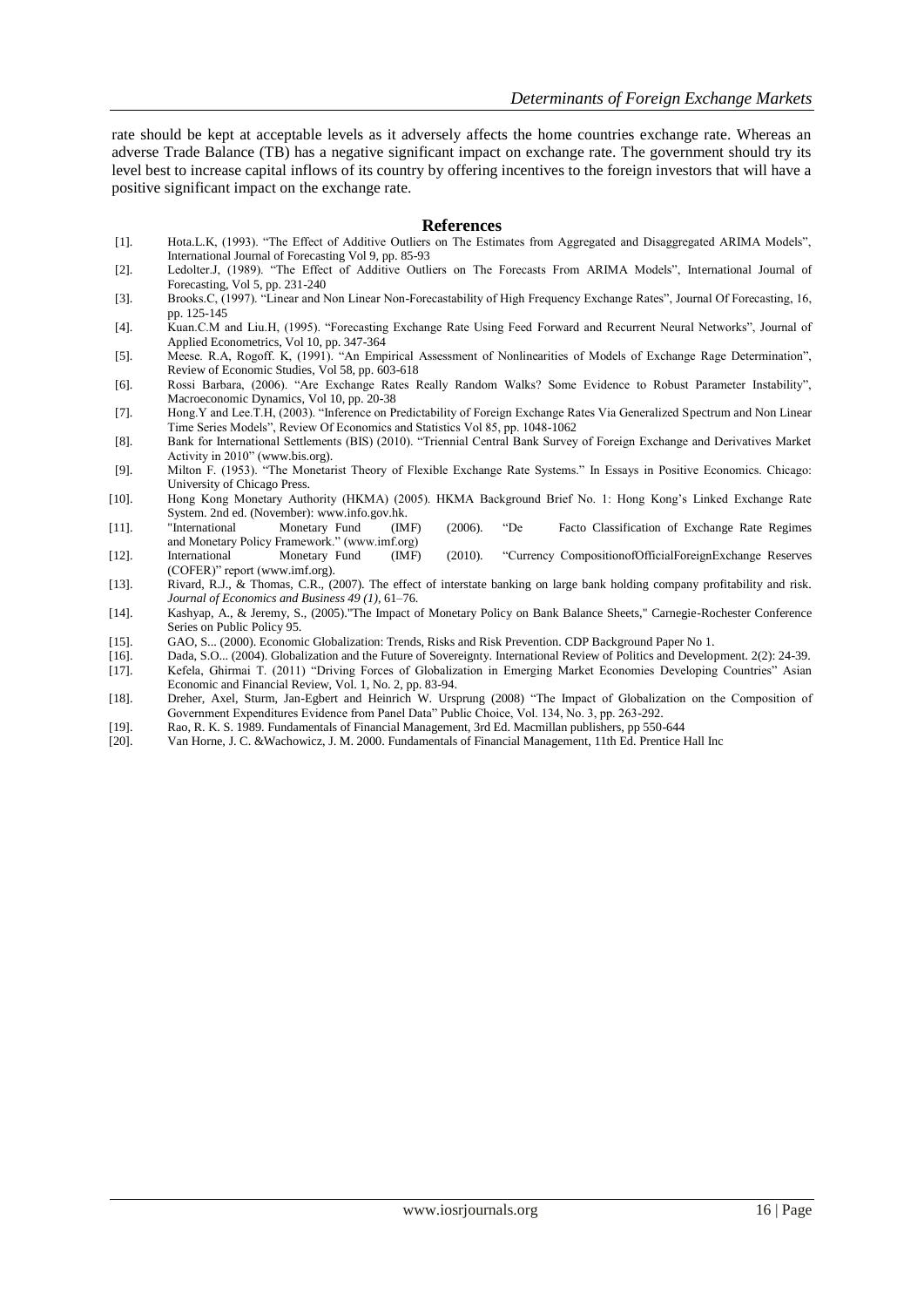rate should be kept at acceptable levels as it adversely affects the home countries exchange rate. Whereas an adverse Trade Balance (TB) has a negative significant impact on exchange rate. The government should try its level best to increase capital inflows of its country by offering incentives to the foreign investors that will have a positive significant impact on the exchange rate.

## References

[1]. Hota.L.K, (1993). "The Effect of Additive Outliers on The Estimates from Aggregated and Disaggregated ARIMA Models", International Journal of Forecasting Vol 9, pp. 85-93

[2]. Ledolter.J, (1989). "The Effect of Additive Outliers on The Forecasts From ARIMA Models", International Journal of Forecasting, Vol 5, pp. 231-240

[3]. Brooks.C, (1997). "Linear and Non Linear Non-Forecastability of High Frequency Exchange Rates", Journal Of Forecasting, 16, pp. 125-145

[4]. Kuan.C.M and Liu.H, (1995). "Forecasting Exchange Rate Using Feed Forward and Recurrent Neural Networks", Journal of Applied Econometrics, Vol 10, pp. 347-364

[5]. Meese. R.A, Rogoff. K, (1991). "An Empirical Assessment of Nonlinearities of Models of Exchange Rage Determination", Review of Economic Studies, Vol 58, pp. 603-618

[6]. Rossi Barbara, (2006). "Are Exchange Rates Really Random Walks? Some Evidence to Robust Parameter Instability", Macroeconomic Dynamics, Vol 10, pp. 20-38

[7]. Hong.Y and Lee.T.H, (2003). "Inference on Predictability of Foreign Exchange Rates Via Generalized Spectrum and Non Linear Time Series Models", Review Of Economics and Statistics Vol 85, pp. 1048-1062

[8]. Bank for International Settlements (BIS) (2010). "Triennial Central Bank Survey of Foreign Exchange and Derivatives Market Activity in 2010" (www.bis.org).

[9]. Milton F. (1953). "The Monetarist Theory of Flexible Exchange Rate Systems." In Essays in Positive Economics. Chicago: University of Chicago Press.

[10]. Hong Kong Monetary Authority (HKMA) (2005). HKMA Background Brief No. 1: Hong Kong's Linked Exchange Rate System. 2nd ed. (November): www.info.gov.hk.

[11]. "International Monetary Fund (IMF) (2006). "De Facto Classification of Exchange Rate Regimes and Monetary Policy Framework." (www.imf.org)

[12]. International Monetary Fund (IMF) (2010). "Currency CompositionofOfficialForeignExchange Reserves (COFER)" report (www.imf.org).

[13]. Rivard, R.J., & Thomas, C.R., (2007). The effect of interstate banking on large bank holding company profitability and risk. *Journal of Economics and Business 49 (1)*, 61–76.

[14]. Kashyap, A., & Jeremy, S., (2005)."The Impact of Monetary Policy on Bank Balance Sheets," Carnegie-Rochester Conference Series on Public Policy 95.

[15]. GAO, S... (2000). Economic Globalization: Trends, Risks and Risk Prevention. CDP Background Paper No 1.

[16]. Dada, S.O... (2004). Globalization and the Future of Sovereignty. International Review of Politics and Development. 2(2): 24-39.

[17]. Kefela, Ghirmai T. (2011) "Driving Forces of Globalization in Emerging Market Economies Developing Countries" Asian Economic and Financial Review, Vol. 1, No. 2, pp. 83-94.

[18]. Dreher, Axel, Sturm, Jan-Egbert and Heinrich W. Ursprung (2008) "The Impact of Globalization on the Composition of Government Expenditures Evidence from Panel Data" Public Choice, Vol. 134, No. 3, pp. 263-292.

[19]. Rao, R. K. S. 1989. Fundamentals of Financial Management, 3rd Ed. Macmillan publishers, pp 550-644

[20]. Van Horne, J. C. &Wachowicz, J. M. 2000. Fundamentals of Financial Management, 11th Ed. Prentice Hall Inc